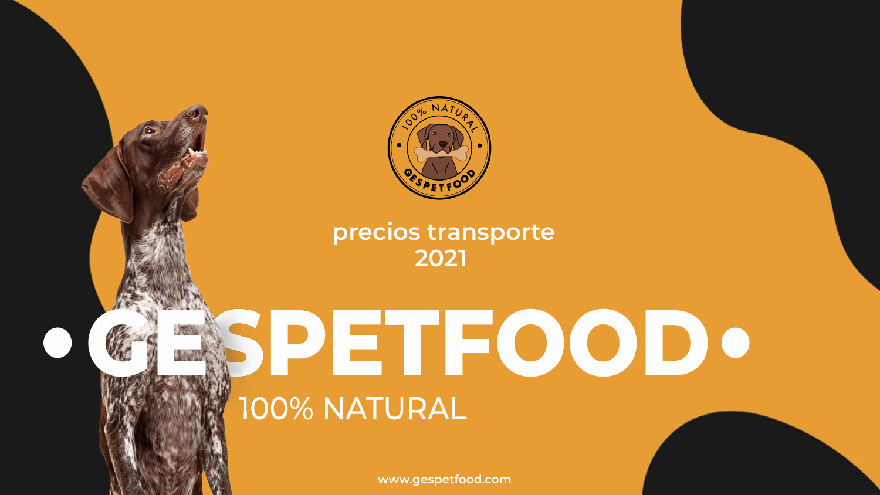precios transporte
2021

# • GESPETFOOD •

100% NATURAL

www.gespetfood.com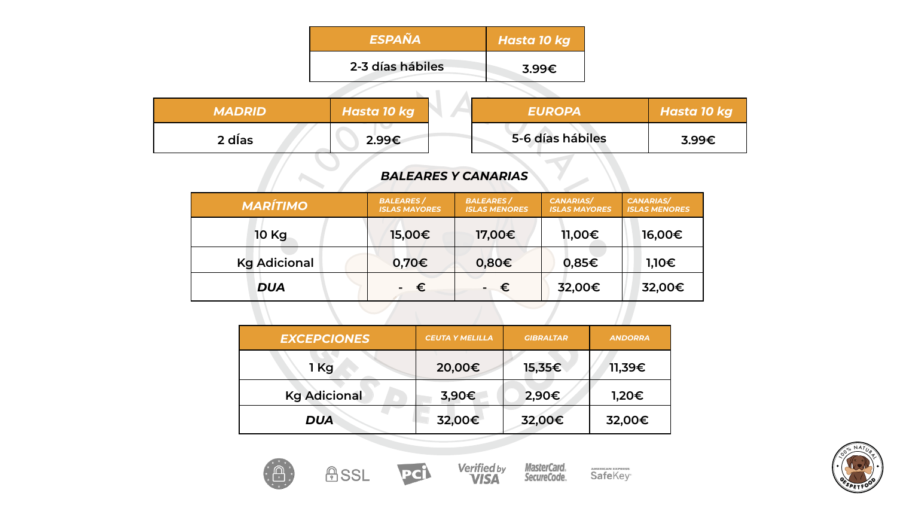| ESPAÑA | Hasta 10 kg |
|---|---|
| 2-3 días hábiles | 3.99€ |

| MADRID | Hasta 10 kg |
|---|---|
| 2 días | 2.99€ |

| EUROPA | Hasta 10 kg |
|---|---|
| 5-6 días hábiles | 3.99€ |

### BALEARES Y CANARIAS

| MARÍTIMO | BALEARES / ISLAS MAYORES | BALEARES / ISLAS MENORES | CANARIAS/ ISLAS MAYORES | CANARIAS/ ISLAS MENORES |
|---|---|---|---|---|
| 10 Kg | 15,00€ | 17,00€ | 11,00€ | 16,00€ |
| Kg Adicional | 0,70€ | 0,80€ | 0,85€ | 1,10€ |
| **DUA** | - € | - € | 32,00€ | 32,00€ |

| EXCEPCIONES | CEUTA Y MELILLA | GIBRALTAR | ANDORRA |
|---|---|---|---|
| 1 Kg | 20,00€ | 15,35€ | 11,39€ |
| Kg Adicional | 3,90€ | 2,90€ | 1,20€ |
| **DUA** | 32,00€ | 32,00€ | 32,00€ |

SSL · PCI · Verified by VISA · MasterCard SecureCode · American Express SafeKey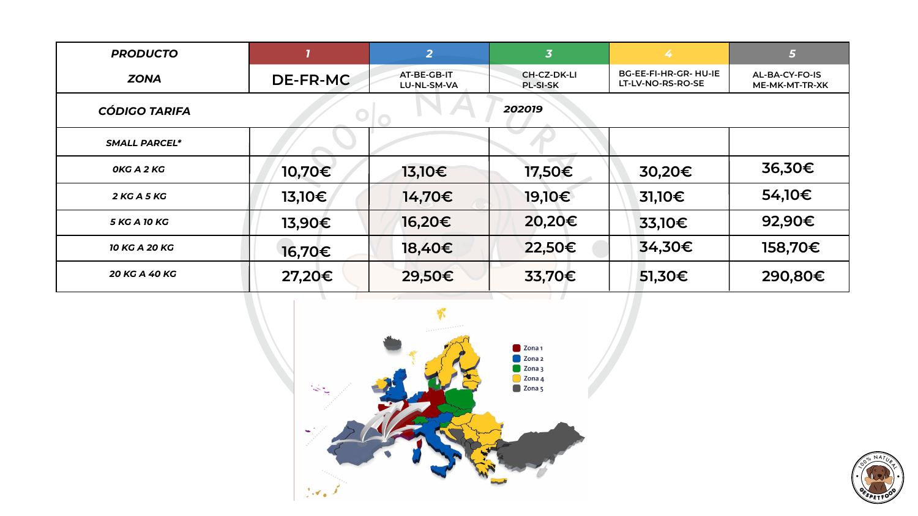| PRODUCTO | 1 | 2 | 3 | 4 | 5 |
|---|---|---|---|---|---|
| ZONA | DE-FR-MC | AT-BE-GB-IT LU-NL-SM-VA | CH-CZ-DK-LI PL-SI-SK | BG-EE-FI-HR-GR- HU-IE LT-LV-NO-RS-RO-SE | AL-BA-CY-FO-IS ME-MK-MT-TR-XK |
| CÓDIGO TARIFA | 202019 | | | | |
| SMALL PARCEL* | | | | | |
| 0KG A 2 KG | 10,70€ | 13,10€ | 17,50€ | 30,20€ | 36,30€ |
| 2 KG A 5 KG | 13,10€ | 14,70€ | 19,10€ | 31,10€ | 54,10€ |
| 5 KG A 10 KG | 13,90€ | 16,20€ | 20,20€ | 33,10€ | 92,90€ |
| 10 KG A 20 KG | 16,70€ | 18,40€ | 22,50€ | 34,30€ | 158,70€ |
| 20 KG A 40 KG | 27,20€ | 29,50€ | 33,70€ | 51,30€ | 290,80€ |

Zona 1
Zona 2
Zona 3
Zona 4
Zona 5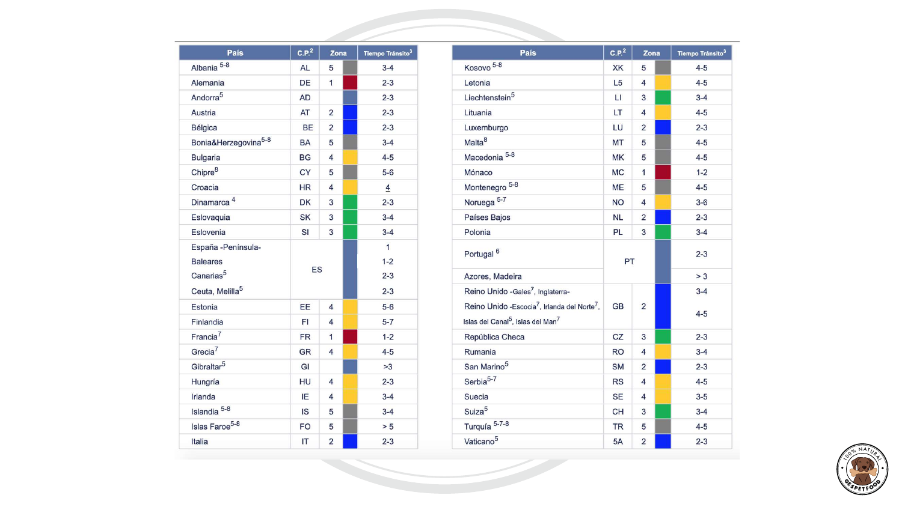| País | C.P.[2] | Zona | | Tiempo Tránsito[3] |
|---|---|---|---|---|
| Albania [5-8] | AL | 5 | | 3-4 |
| Alemania | DE | 1 | | 2-3 |
| Andorra[5] | AD | | | 2-3 |
| Austria | AT | 2 | | 2-3 |
| Bélgica | BE | 2 | | 2-3 |
| Bonia&Herzegovina[5-8] | BA | 5 | | 3-4 |
| Bulgaria | BG | 4 | | 4-5 |
| Chipre[8] | CY | 5 | | 5-6 |
| Croacia | HR | 4 | | 4 |
| Dinamarca [4] | DK | 3 | | 2-3 |
| Eslovaquia | SK | 3 | | 3-4 |
| Eslovenia | SI | 3 | | 3-4 |
| España -Península- | ES | | | 1 |
| Baleares | | | | 1-2 |
| Canarias[5] | | | | 2-3 |
| Ceuta, Melilla[5] | | | | 2-3 |
| Estonia | EE | 4 | | 5-6 |
| Finlandia | FI | 4 | | 5-7 |
| Francia[7] | FR | 1 | | 1-2 |
| Grecia[7] | GR | 4 | | 4-5 |
| Gibraltar[5] | GI | | | >3 |
| Hungría | HU | 4 | | 2-3 |
| Irlanda | IE | 4 | | 3-4 |
| Islandia [5-8] | IS | 5 | | 3-4 |
| Islas Faroe[5-8] | FO | 5 | | > 5 |
| Italia | IT | 2 | | 2-3 |
| Kosovo [5-8] | XK | 5 | | 4-5 |
| Letonia | L5 | 4 | | 4-5 |
| Liechtenstein[5] | LI | 3 | | 3-4 |
| Lituania | LT | 4 | | 4-5 |
| Luxemburgo | LU | 2 | | 2-3 |
| Malta[8] | MT | 5 | | 4-5 |
| Macedonia [5-8] | MK | 5 | | 4-5 |
| Mónaco | MC | 1 | | 1-2 |
| Montenegro [5-8] | ME | 5 | | 4-5 |
| Noruega [5-7] | NO | 4 | | 3-6 |
| Países Bajos | NL | 2 | | 2-3 |
| Polonia | PL | 3 | | 3-4 |
| Portugal [6] | PT | | | 2-3 |
| Azores, Madeira | | | | > 3 |
| Reino Unido -Gales[7], Inglaterra- | GB | 2 | | 3-4 |
| Reino Unido -Escocia[7], Irlanda del Norte[7], Islas del Canal[5], Islas del Man[7] | | | | 4-5 |
| República Checa | CZ | 3 | | 2-3 |
| Rumania | RO | 4 | | 3-4 |
| San Marino[5] | SM | 2 | | 2-3 |
| Serbia[5-7] | RS | 4 | | 4-5 |
| Suecia | SE | 4 | | 3-5 |
| Suiza[5] | CH | 3 | | 3-4 |
| Turquía [5-7-8] | TR | 5 | | 4-5 |
| Vaticano[5] | 5A | 2 | | 2-3 |